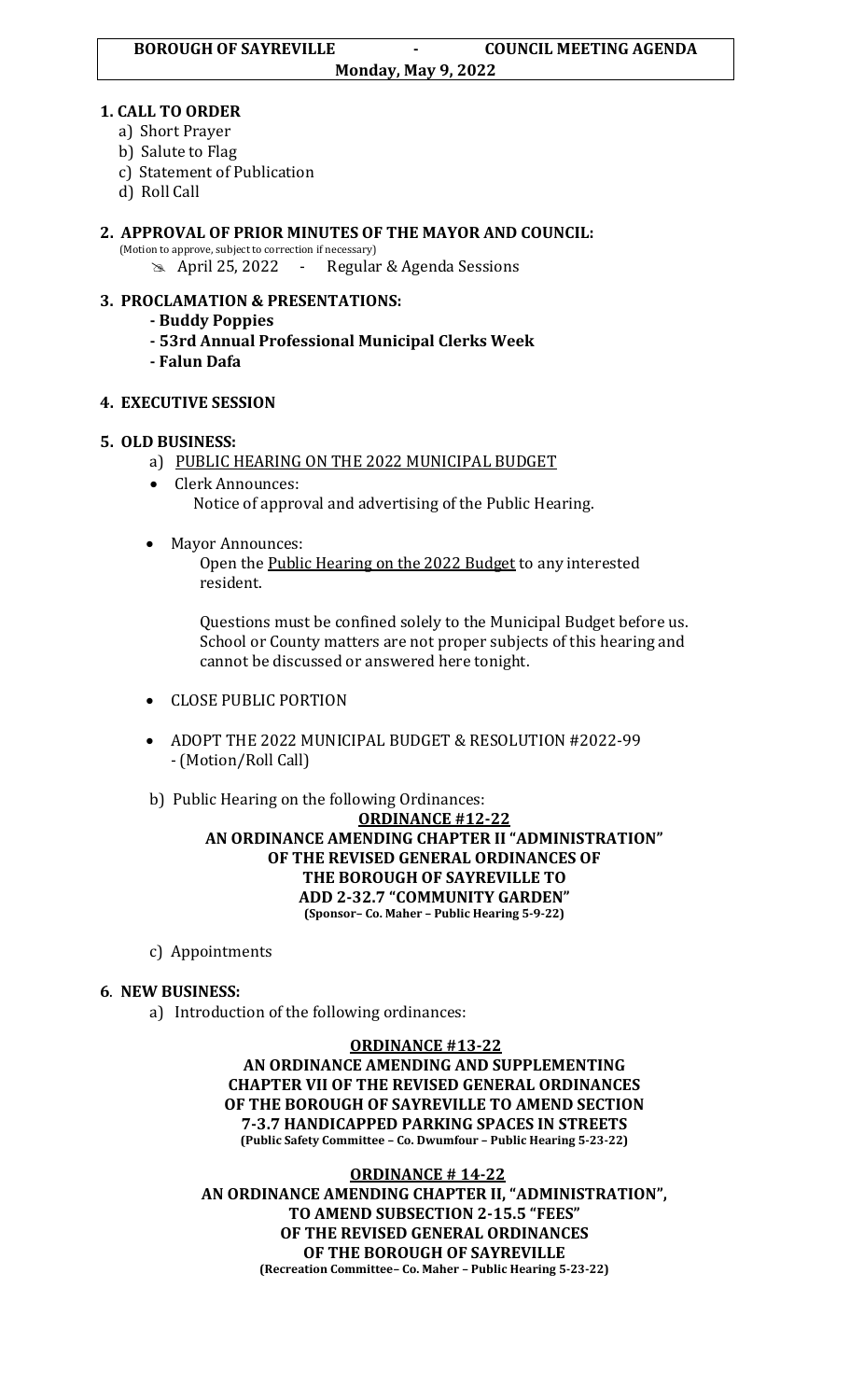**BOROUGH OF SAYREVILLE - COUNCIL MEETING AGENDA**
**Monday, May 9, 2022**

## 1. CALL TO ORDER

a) Short Prayer
b) Salute to Flag
c) Statement of Publication
d) Roll Call

## 2. APPROVAL OF PRIOR MINUTES OF THE MAYOR AND COUNCIL:

(Motion to approve, subject to correction if necessary)

- April 25, 2022 - Regular & Agenda Sessions

## 3. PROCLAMATION & PRESENTATIONS:

- **Buddy Poppies**
- **53rd Annual Professional Municipal Clerks Week**
- **Falun Dafa**

## 4. EXECUTIVE SESSION

## 5. OLD BUSINESS:

a) PUBLIC HEARING ON THE 2022 MUNICIPAL BUDGET

- Clerk Announces:
  Notice of approval and advertising of the Public Hearing.

- Mayor Announces:
  Open the Public Hearing on the 2022 Budget to any interested resident.

  Questions must be confined solely to the Municipal Budget before us. School or County matters are not proper subjects of this hearing and cannot be discussed or answered here tonight.

- CLOSE PUBLIC PORTION

- ADOPT THE 2022 MUNICIPAL BUDGET & RESOLUTION #2022-99 - (Motion/Roll Call)

b) Public Hearing on the following Ordinances:

**ORDINANCE #12-22**
**AN ORDINANCE AMENDING CHAPTER II "ADMINISTRATION" OF THE REVISED GENERAL ORDINANCES OF THE BOROUGH OF SAYREVILLE TO ADD 2-32.7 "COMMUNITY GARDEN"**
**(Sponsor– Co. Maher – Public Hearing 5-9-22)**

c) Appointments

## 6. NEW BUSINESS:

a) Introduction of the following ordinances:

**ORDINANCE #13-22**
**AN ORDINANCE AMENDING AND SUPPLEMENTING CHAPTER VII OF THE REVISED GENERAL ORDINANCES OF THE BOROUGH OF SAYREVILLE TO AMEND SECTION 7-3.7 HANDICAPPED PARKING SPACES IN STREETS**
**(Public Safety Committee – Co. Dwumfour – Public Hearing 5-23-22)**

**ORDINANCE # 14-22**
**AN ORDINANCE AMENDING CHAPTER II, "ADMINISTRATION", TO AMEND SUBSECTION 2-15.5 "FEES" OF THE REVISED GENERAL ORDINANCES OF THE BOROUGH OF SAYREVILLE**
**(Recreation Committee– Co. Maher – Public Hearing 5-23-22)**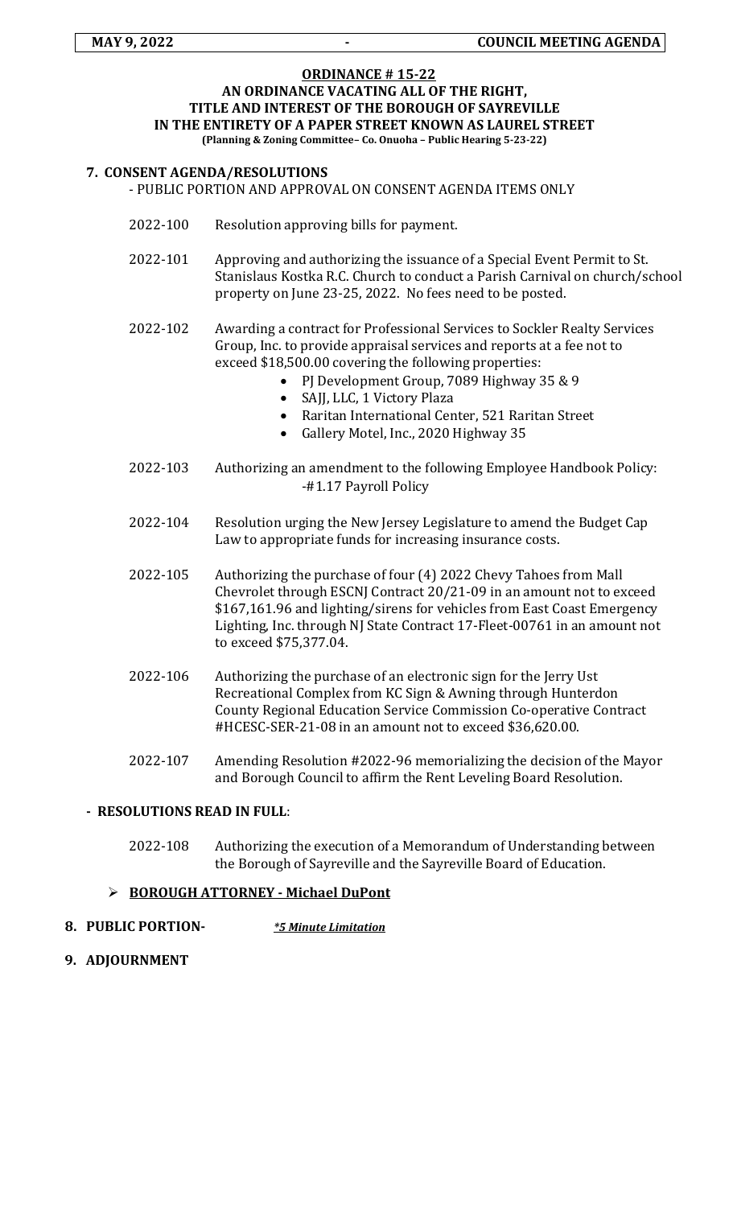**ORDINANCE # 15-22**

**AN ORDINANCE VACATING ALL OF THE RIGHT, TITLE AND INTEREST OF THE BOROUGH OF SAYREVILLE IN THE ENTIRETY OF A PAPER STREET KNOWN AS LAUREL STREET**

**(Planning & Zoning Committee– Co. Onuoha – Public Hearing 5-23-22)**

**7. CONSENT AGENDA/RESOLUTIONS**

- PUBLIC PORTION AND APPROVAL ON CONSENT AGENDA ITEMS ONLY

2022-100 Resolution approving bills for payment.

2022-101 Approving and authorizing the issuance of a Special Event Permit to St. Stanislaus Kostka R.C. Church to conduct a Parish Carnival on church/school property on June 23-25, 2022. No fees need to be posted.

2022-102 Awarding a contract for Professional Services to Sockler Realty Services Group, Inc. to provide appraisal services and reports at a fee not to exceed $18,500.00 covering the following properties:

- PJ Development Group, 7089 Highway 35 & 9
- SAJJ, LLC, 1 Victory Plaza
- Raritan International Center, 521 Raritan Street
- Gallery Motel, Inc., 2020 Highway 35

2022-103 Authorizing an amendment to the following Employee Handbook Policy:
-#1.17 Payroll Policy

2022-104 Resolution urging the New Jersey Legislature to amend the Budget Cap Law to appropriate funds for increasing insurance costs.

2022-105 Authorizing the purchase of four (4) 2022 Chevy Tahoes from Mall Chevrolet through ESCNJ Contract 20/21-09 in an amount not to exceed $167,161.96 and lighting/sirens for vehicles from East Coast Emergency Lighting, Inc. through NJ State Contract 17-Fleet-00761 in an amount not to exceed $75,377.04.

2022-106 Authorizing the purchase of an electronic sign for the Jerry Ust Recreational Complex from KC Sign & Awning through Hunterdon County Regional Education Service Commission Co-operative Contract #HCESC-SER-21-08 in an amount not to exceed $36,620.00.

2022-107 Amending Resolution #2022-96 memorializing the decision of the Mayor and Borough Council to affirm the Rent Leveling Board Resolution.

**- RESOLUTIONS READ IN FULL**:

2022-108 Authorizing the execution of a Memorandum of Understanding between the Borough of Sayreville and the Sayreville Board of Education.

- **BOROUGH ATTORNEY - Michael DuPont**

**8. PUBLIC PORTION-** ***5 Minute Limitation***

**9. ADJOURNMENT**